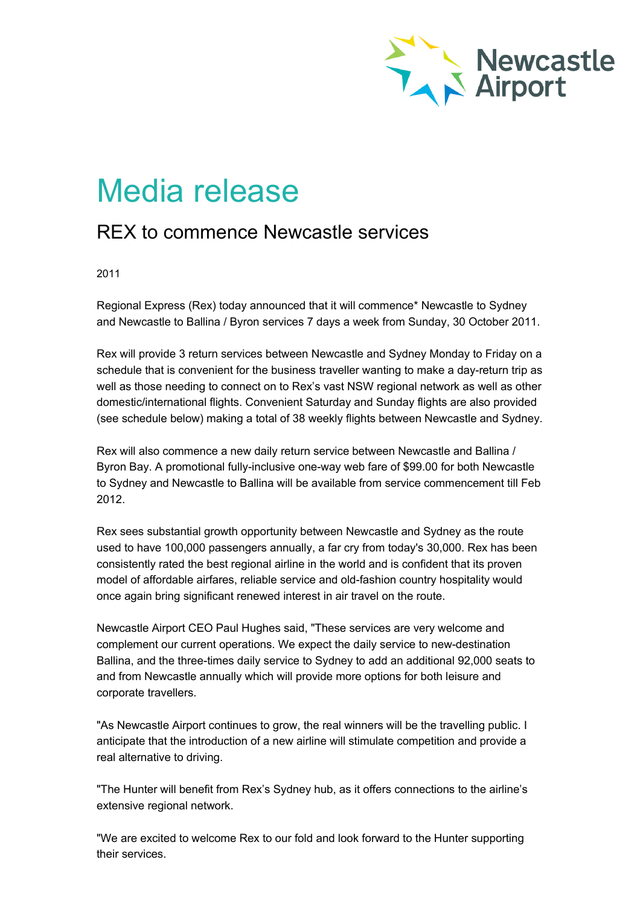Newcastle Airport

# Media release

## REX to commence Newcastle services

2011

Regional Express (Rex) today announced that it will commence* Newcastle to Sydney and Newcastle to Ballina / Byron services 7 days a week from Sunday, 30 October 2011.

Rex will provide 3 return services between Newcastle and Sydney Monday to Friday on a schedule that is convenient for the business traveller wanting to make a day-return trip as well as those needing to connect on to Rex's vast NSW regional network as well as other domestic/international flights. Convenient Saturday and Sunday flights are also provided (see schedule below) making a total of 38 weekly flights between Newcastle and Sydney.

Rex will also commence a new daily return service between Newcastle and Ballina / Byron Bay. A promotional fully-inclusive one-way web fare of $99.00 for both Newcastle to Sydney and Newcastle to Ballina will be available from service commencement till Feb 2012.

Rex sees substantial growth opportunity between Newcastle and Sydney as the route used to have 100,000 passengers annually, a far cry from today's 30,000. Rex has been consistently rated the best regional airline in the world and is confident that its proven model of affordable airfares, reliable service and old-fashion country hospitality would once again bring significant renewed interest in air travel on the route.

Newcastle Airport CEO Paul Hughes said, "These services are very welcome and complement our current operations. We expect the daily service to new-destination Ballina, and the three-times daily service to Sydney to add an additional 92,000 seats to and from Newcastle annually which will provide more options for both leisure and corporate travellers.

"As Newcastle Airport continues to grow, the real winners will be the travelling public. I anticipate that the introduction of a new airline will stimulate competition and provide a real alternative to driving.

"The Hunter will benefit from Rex's Sydney hub, as it offers connections to the airline's extensive regional network.

"We are excited to welcome Rex to our fold and look forward to the Hunter supporting their services.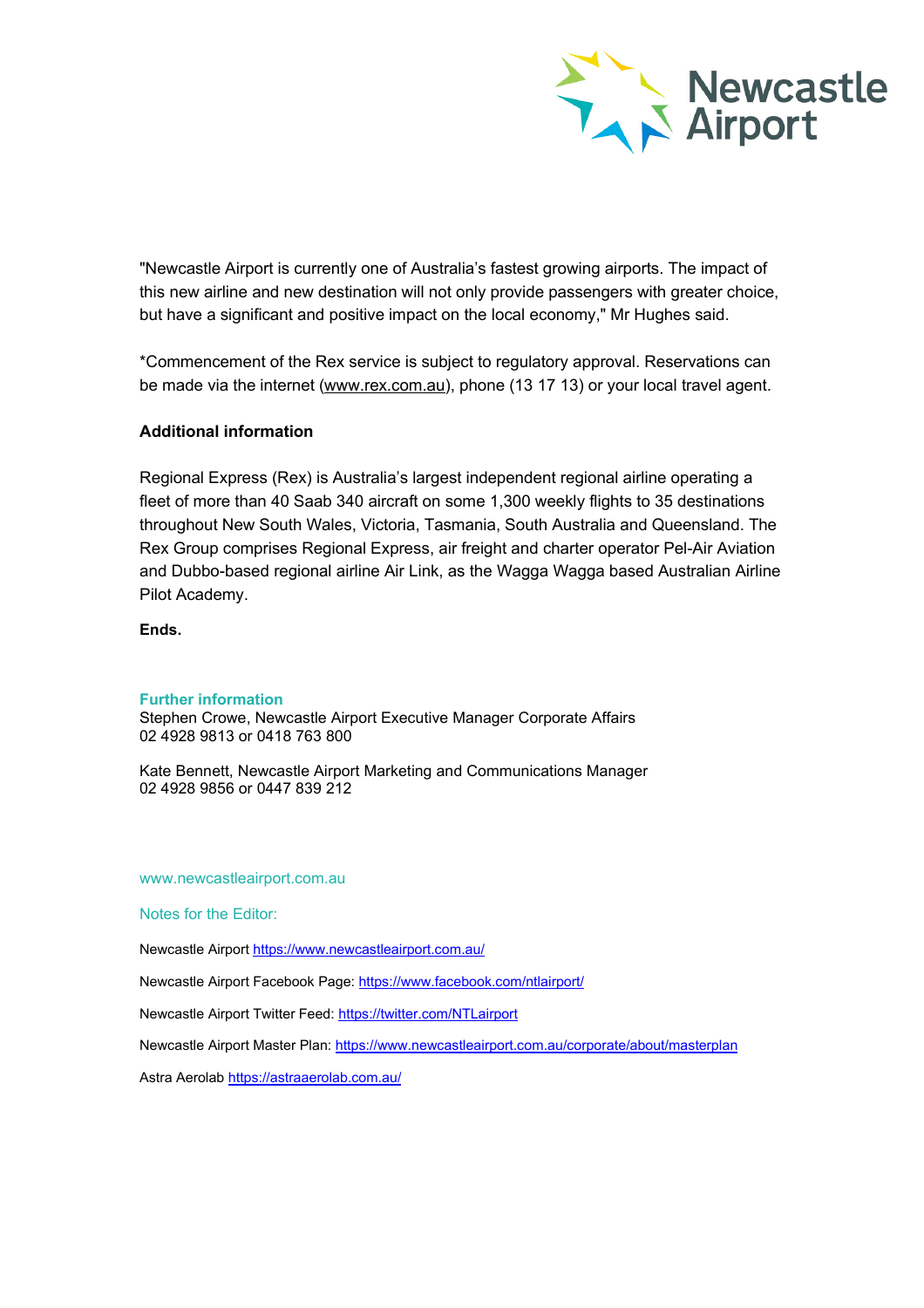"Newcastle Airport is currently one of Australia's fastest growing airports. The impact of this new airline and new destination will not only provide passengers with greater choice, but have a significant and positive impact on the local economy," Mr Hughes said.

*Commencement of the Rex service is subject to regulatory approval. Reservations can be made via the internet (www.rex.com.au), phone (13 17 13) or your local travel agent.

**Additional information**

Regional Express (Rex) is Australia's largest independent regional airline operating a fleet of more than 40 Saab 340 aircraft on some 1,300 weekly flights to 35 destinations throughout New South Wales, Victoria, Tasmania, South Australia and Queensland. The Rex Group comprises Regional Express, air freight and charter operator Pel-Air Aviation and Dubbo-based regional airline Air Link, as the Wagga Wagga based Australian Airline Pilot Academy.

**Ends.**

**Further information**

Stephen Crowe, Newcastle Airport Executive Manager Corporate Affairs
02 4928 9813 or 0418 763 800

Kate Bennett, Newcastle Airport Marketing and Communications Manager
02 4928 9856 or 0447 839 212

www.newcastleairport.com.au

Notes for the Editor:

Newcastle Airport https://www.newcastleairport.com.au/

Newcastle Airport Facebook Page: https://www.facebook.com/ntlairport/

Newcastle Airport Twitter Feed: https://twitter.com/NTLairport

Newcastle Airport Master Plan: https://www.newcastleairport.com.au/corporate/about/masterplan

Astra Aerolab https://astraaerolab.com.au/